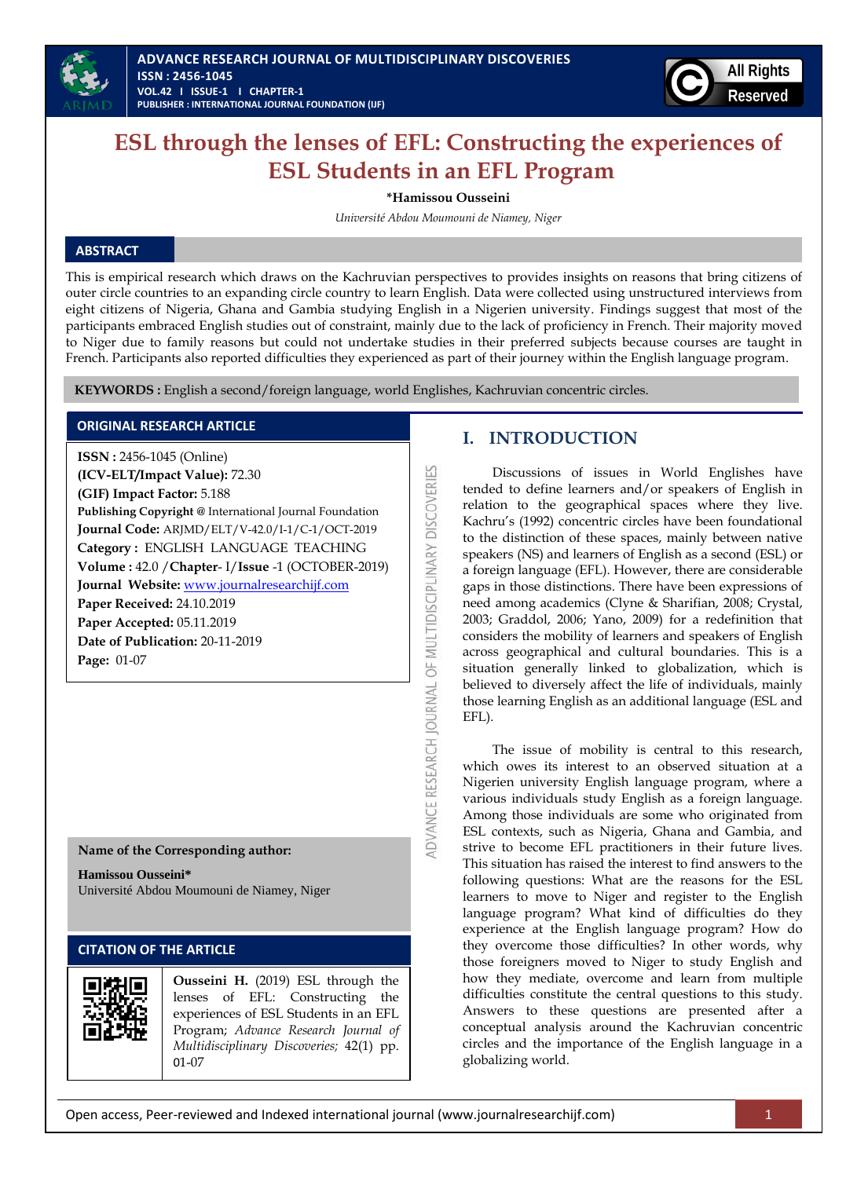# ESL through the lenses of EFL: Constructing the experiences of ESL Students in an EFL Program

**\*Hamissou Ousseini**

*Université Abdou Moumouni de Niamey, Niger*

## ABSTRACT

This is empirical research which draws on the Kachruvian perspectives to provides insights on reasons that bring citizens of outer circle countries to an expanding circle country to learn English. Data were collected using unstructured interviews from eight citizens of Nigeria, Ghana and Gambia studying English in a Nigerien university. Findings suggest that most of the participants embraced English studies out of constraint, mainly due to the lack of proficiency in French. Their majority moved to Niger due to family reasons but could not undertake studies in their preferred subjects because courses are taught in French. Participants also reported difficulties they experienced as part of their journey within the English language program.

**KEYWORDS :** English a second/foreign language, world Englishes, Kachruvian concentric circles.

### ORIGINAL RESEARCH ARTICLE

**ISSN :** 2456-1045 (Online)
**(ICV-ELT/Impact Value):** 72.30
**(GIF) Impact Factor:** 5.188
**Publishing Copyright @** International Journal Foundation
**Journal Code:** ARJMD/ELT/V-42.0/I-1/C-1/OCT-2019
**Category :** ENGLISH LANGUAGE TEACHING
**Volume :** 42.0 /**Chapter**- I/**Issue** -1 (OCTOBER-2019)
**Journal Website:** www.journalresearchijf.com
**Paper Received:** 24.10.2019
**Paper Accepted:** 05.11.2019
**Date of Publication:** 20-11-2019
**Page:** 01-07

**Name of the Corresponding author:**

**Hamissou Ousseini\***
Université Abdou Moumouni de Niamey, Niger

### CITATION OF THE ARTICLE

**Ousseini H.** (2019) ESL through the lenses of EFL: Constructing the experiences of ESL Students in an EFL Program; *Advance Research Journal of Multidisciplinary Discoveries;* 42(1) pp. 01-07

## I. INTRODUCTION

Discussions of issues in World Englishes have tended to define learners and/or speakers of English in relation to the geographical spaces where they live. Kachru's (1992) concentric circles have been foundational to the distinction of these spaces, mainly between native speakers (NS) and learners of English as a second (ESL) or a foreign language (EFL). However, there are considerable gaps in those distinctions. There have been expressions of need among academics (Clyne & Sharifian, 2008; Crystal, 2003; Graddol, 2006; Yano, 2009) for a redefinition that considers the mobility of learners and speakers of English across geographical and cultural boundaries. This is a situation generally linked to globalization, which is believed to diversely affect the life of individuals, mainly those learning English as an additional language (ESL and EFL).

The issue of mobility is central to this research, which owes its interest to an observed situation at a Nigerien university English language program, where a various individuals study English as a foreign language. Among those individuals are some who originated from ESL contexts, such as Nigeria, Ghana and Gambia, and strive to become EFL practitioners in their future lives. This situation has raised the interest to find answers to the following questions: What are the reasons for the ESL learners to move to Niger and register to the English language program? What kind of difficulties do they experience at the English language program? How do they overcome those difficulties? In other words, why those foreigners moved to Niger to study English and how they mediate, overcome and learn from multiple difficulties constitute the central questions to this study. Answers to these questions are presented after a conceptual analysis around the Kachruvian concentric circles and the importance of the English language in a globalizing world.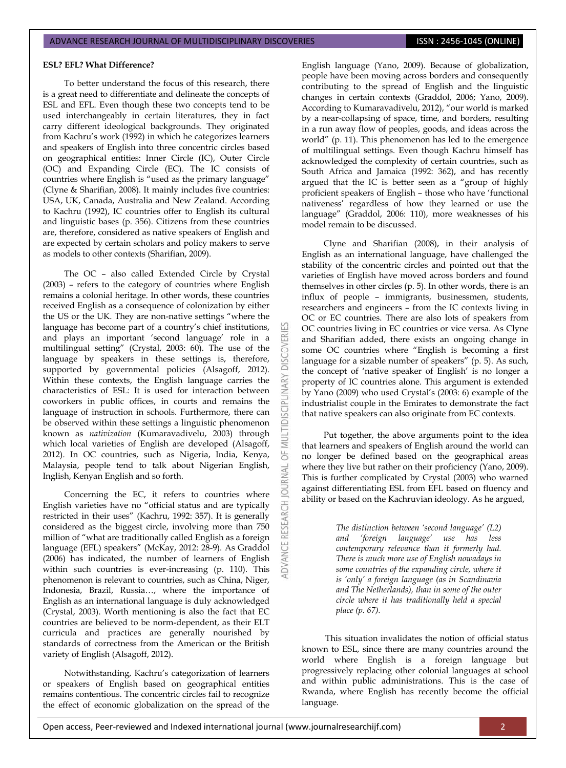**ESL? EFL? What Difference?**

To better understand the focus of this research, there is a great need to differentiate and delineate the concepts of ESL and EFL. Even though these two concepts tend to be used interchangeably in certain literatures, they in fact carry different ideological backgrounds. They originated from Kachru's work (1992) in which he categorizes learners and speakers of English into three concentric circles based on geographical entities: Inner Circle (IC), Outer Circle (OC) and Expanding Circle (EC). The IC consists of countries where English is "used as the primary language" (Clyne & Sharifian, 2008). It mainly includes five countries: USA, UK, Canada, Australia and New Zealand. According to Kachru (1992), IC countries offer to English its cultural and linguistic bases (p. 356). Citizens from these countries are, therefore, considered as native speakers of English and are expected by certain scholars and policy makers to serve as models to other contexts (Sharifian, 2009).

The OC – also called Extended Circle by Crystal (2003) – refers to the category of countries where English remains a colonial heritage. In other words, these countries received English as a consequence of colonization by either the US or the UK. They are non-native settings "where the language has become part of a country's chief institutions, and plays an important 'second language' role in a multilingual setting" (Crystal, 2003: 60). The use of the language by speakers in these settings is, therefore, supported by governmental policies (Alsagoff, 2012). Within these contexts, the English language carries the characteristics of ESL: It is used for interaction between coworkers in public offices, in courts and remains the language of instruction in schools. Furthermore, there can be observed within these settings a linguistic phenomenon known as *nativization* (Kumaravadivelu, 2003) through which local varieties of English are developed (Alsagoff, 2012). In OC countries, such as Nigeria, India, Kenya, Malaysia, people tend to talk about Nigerian English, Inglish, Kenyan English and so forth.

Concerning the EC, it refers to countries where English varieties have no "official status and are typically restricted in their uses" (Kachru, 1992: 357). It is generally considered as the biggest circle, involving more than 750 million of "what are traditionally called English as a foreign language (EFL) speakers" (McKay, 2012: 28-9). As Graddol (2006) has indicated, the number of learners of English within such countries is ever-increasing (p. 110). This phenomenon is relevant to countries, such as China, Niger, Indonesia, Brazil, Russia…, where the importance of English as an international language is duly acknowledged (Crystal, 2003). Worth mentioning is also the fact that EC countries are believed to be norm-dependent, as their ELT curricula and practices are generally nourished by standards of correctness from the American or the British variety of English (Alsagoff, 2012).

Notwithstanding, Kachru's categorization of learners or speakers of English based on geographical entities remains contentious. The concentric circles fail to recognize the effect of economic globalization on the spread of the English language (Yano, 2009). Because of globalization, people have been moving across borders and consequently contributing to the spread of English and the linguistic changes in certain contexts (Graddol, 2006; Yano, 2009). According to Kumaravadivelu, 2012), "our world is marked by a near-collapsing of space, time, and borders, resulting in a run away flow of peoples, goods, and ideas across the world" (p. 11). This phenomenon has led to the emergence of multilingual settings. Even though Kachru himself has acknowledged the complexity of certain countries, such as South Africa and Jamaica (1992: 362), and has recently argued that the IC is better seen as a "group of highly proficient speakers of English – those who have 'functional nativeness' regardless of how they learned or use the language" (Graddol, 2006: 110), more weaknesses of his model remain to be discussed.

Clyne and Sharifian (2008), in their analysis of English as an international language, have challenged the stability of the concentric circles and pointed out that the varieties of English have moved across borders and found themselves in other circles (p. 5). In other words, there is an influx of people – immigrants, businessmen, students, researchers and engineers – from the IC contexts living in OC or EC countries. There are also lots of speakers from OC countries living in EC countries or vice versa. As Clyne and Sharifian added, there exists an ongoing change in some OC countries where "English is becoming a first language for a sizable number of speakers" (p. 5). As such, the concept of 'native speaker of English' is no longer a property of IC countries alone. This argument is extended by Yano (2009) who used Crystal's (2003: 6) example of the industrialist couple in the Emirates to demonstrate the fact that native speakers can also originate from EC contexts.

Put together, the above arguments point to the idea that learners and speakers of English around the world can no longer be defined based on the geographical areas where they live but rather on their proficiency (Yano, 2009). This is further complicated by Crystal (2003) who warned against differentiating ESL from EFL based on fluency and ability or based on the Kachruvian ideology. As he argued,

> *The distinction between 'second language' (L2) and 'foreign language' use has less contemporary relevance than it formerly had. There is much more use of English nowadays in some countries of the expanding circle, where it is 'only' a foreign language (as in Scandinavia and The Netherlands), than in some of the outer circle where it has traditionally held a special place (p. 67).*

This situation invalidates the notion of official status known to ESL, since there are many countries around the world where English is a foreign language but progressively replacing other colonial languages at school and within public administrations. This is the case of Rwanda, where English has recently become the official language.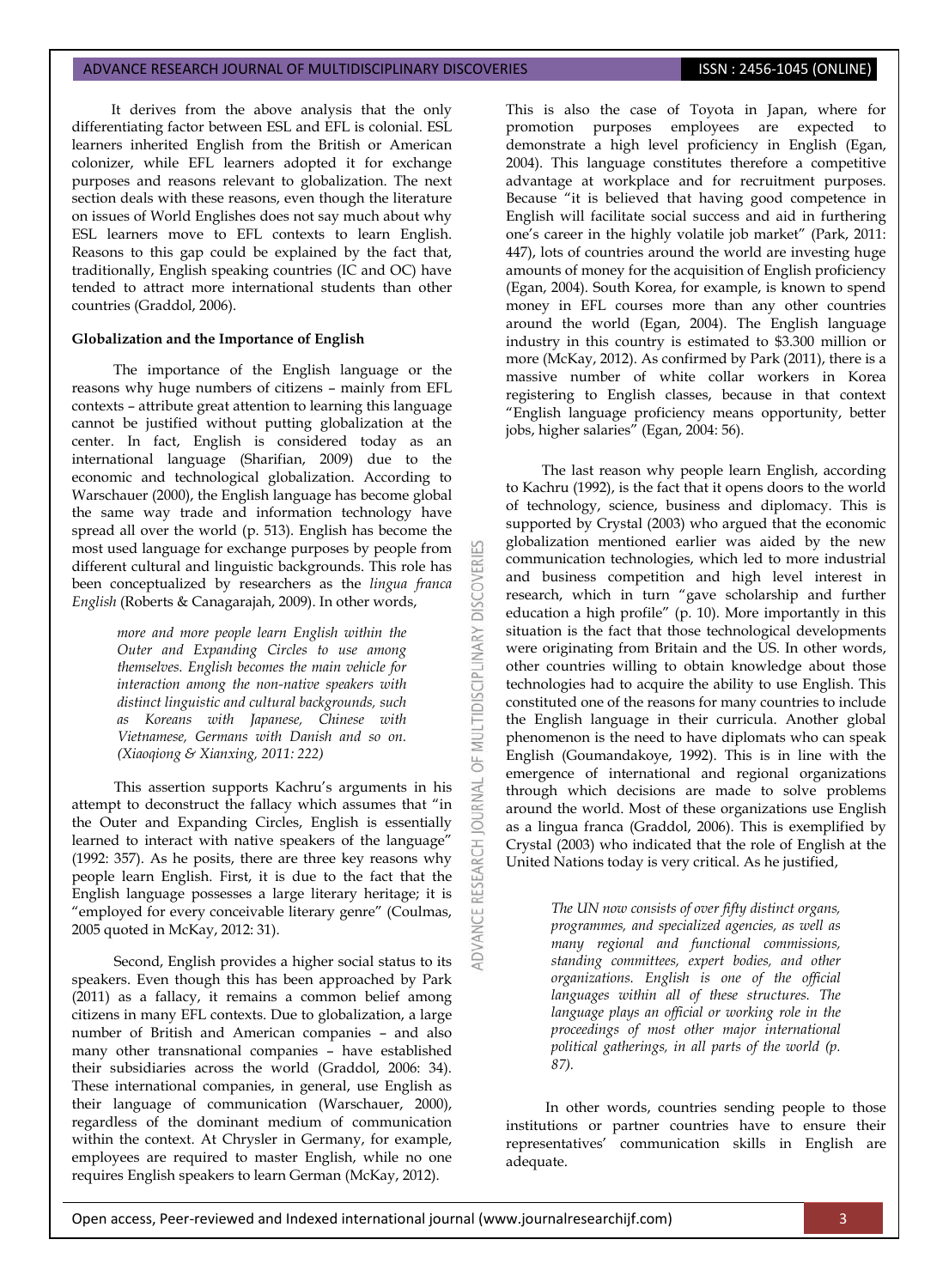It derives from the above analysis that the only differentiating factor between ESL and EFL is colonial. ESL learners inherited English from the British or American colonizer, while EFL learners adopted it for exchange purposes and reasons relevant to globalization. The next section deals with these reasons, even though the literature on issues of World Englishes does not say much about why ESL learners move to EFL contexts to learn English. Reasons to this gap could be explained by the fact that, traditionally, English speaking countries (IC and OC) have tended to attract more international students than other countries (Graddol, 2006).

**Globalization and the Importance of English**

The importance of the English language or the reasons why huge numbers of citizens – mainly from EFL contexts – attribute great attention to learning this language cannot be justified without putting globalization at the center. In fact, English is considered today as an international language (Sharifian, 2009) due to the economic and technological globalization. According to Warschauer (2000), the English language has become global the same way trade and information technology have spread all over the world (p. 513). English has become the most used language for exchange purposes by people from different cultural and linguistic backgrounds. This role has been conceptualized by researchers as the *lingua franca English* (Roberts & Canagarajah, 2009). In other words,

> *more and more people learn English within the Outer and Expanding Circles to use among themselves. English becomes the main vehicle for interaction among the non-native speakers with distinct linguistic and cultural backgrounds, such as Koreans with Japanese, Chinese with Vietnamese, Germans with Danish and so on. (Xiaoqiong & Xianxing, 2011: 222)*

This assertion supports Kachru's arguments in his attempt to deconstruct the fallacy which assumes that "in the Outer and Expanding Circles, English is essentially learned to interact with native speakers of the language" (1992: 357). As he posits, there are three key reasons why people learn English. First, it is due to the fact that the English language possesses a large literary heritage; it is "employed for every conceivable literary genre" (Coulmas, 2005 quoted in McKay, 2012: 31).

Second, English provides a higher social status to its speakers. Even though this has been approached by Park (2011) as a fallacy, it remains a common belief among citizens in many EFL contexts. Due to globalization, a large number of British and American companies – and also many other transnational companies – have established their subsidiaries across the world (Graddol, 2006: 34). These international companies, in general, use English as their language of communication (Warschauer, 2000), regardless of the dominant medium of communication within the context. At Chrysler in Germany, for example, employees are required to master English, while no one requires English speakers to learn German (McKay, 2012).

This is also the case of Toyota in Japan, where for promotion purposes employees are expected to demonstrate a high level proficiency in English (Egan, 2004). This language constitutes therefore a competitive advantage at workplace and for recruitment purposes. Because "it is believed that having good competence in English will facilitate social success and aid in furthering one's career in the highly volatile job market" (Park, 2011: 447), lots of countries around the world are investing huge amounts of money for the acquisition of English proficiency (Egan, 2004). South Korea, for example, is known to spend money in EFL courses more than any other countries around the world (Egan, 2004). The English language industry in this country is estimated to \$3.300 million or more (McKay, 2012). As confirmed by Park (2011), there is a massive number of white collar workers in Korea registering to English classes, because in that context "English language proficiency means opportunity, better jobs, higher salaries" (Egan, 2004: 56).

The last reason why people learn English, according to Kachru (1992), is the fact that it opens doors to the world of technology, science, business and diplomacy. This is supported by Crystal (2003) who argued that the economic globalization mentioned earlier was aided by the new communication technologies, which led to more industrial and business competition and high level interest in research, which in turn "gave scholarship and further education a high profile" (p. 10). More importantly in this situation is the fact that those technological developments were originating from Britain and the US. In other words, other countries willing to obtain knowledge about those technologies had to acquire the ability to use English. This constituted one of the reasons for many countries to include the English language in their curricula. Another global phenomenon is the need to have diplomats who can speak English (Goumandakoye, 1992). This is in line with the emergence of international and regional organizations through which decisions are made to solve problems around the world. Most of these organizations use English as a lingua franca (Graddol, 2006). This is exemplified by Crystal (2003) who indicated that the role of English at the United Nations today is very critical. As he justified,

> *The UN now consists of over fifty distinct organs, programmes, and specialized agencies, as well as many regional and functional commissions, standing committees, expert bodies, and other organizations. English is one of the official languages within all of these structures. The language plays an official or working role in the proceedings of most other major international political gatherings, in all parts of the world (p. 87).*

In other words, countries sending people to those institutions or partner countries have to ensure their representatives' communication skills in English are adequate.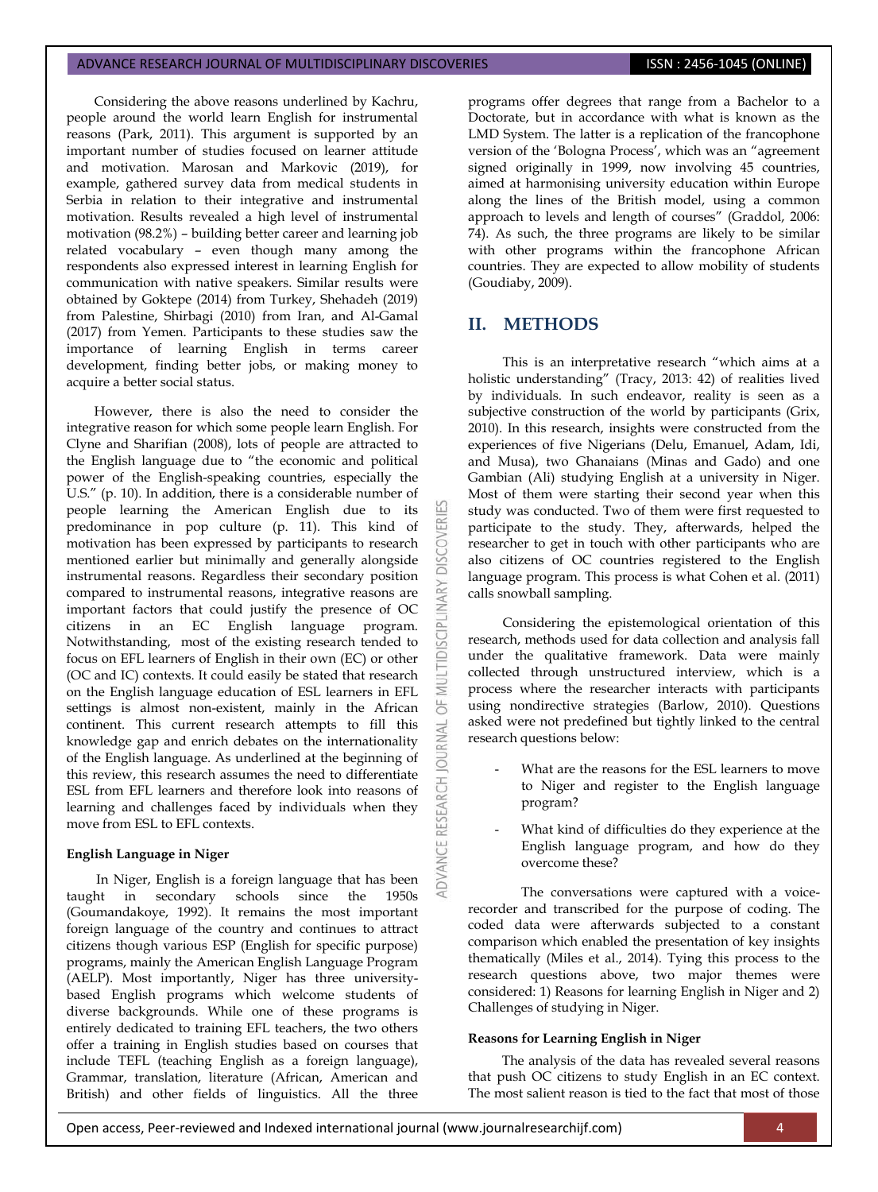Considering the above reasons underlined by Kachru, people around the world learn English for instrumental reasons (Park, 2011). This argument is supported by an important number of studies focused on learner attitude and motivation. Marosan and Markovic (2019), for example, gathered survey data from medical students in Serbia in relation to their integrative and instrumental motivation. Results revealed a high level of instrumental motivation (98.2%) – building better career and learning job related vocabulary – even though many among the respondents also expressed interest in learning English for communication with native speakers. Similar results were obtained by Goktepe (2014) from Turkey, Shehadeh (2019) from Palestine, Shirbagi (2010) from Iran, and Al-Gamal (2017) from Yemen. Participants to these studies saw the importance of learning English in terms career development, finding better jobs, or making money to acquire a better social status.

However, there is also the need to consider the integrative reason for which some people learn English. For Clyne and Sharifian (2008), lots of people are attracted to the English language due to "the economic and political power of the English-speaking countries, especially the U.S." (p. 10). In addition, there is a considerable number of people learning the American English due to its predominance in pop culture (p. 11). This kind of motivation has been expressed by participants to research mentioned earlier but minimally and generally alongside instrumental reasons. Regardless their secondary position compared to instrumental reasons, integrative reasons are important factors that could justify the presence of OC citizens in an EC English language program. Notwithstanding, most of the existing research tended to focus on EFL learners of English in their own (EC) or other (OC and IC) contexts. It could easily be stated that research on the English language education of ESL learners in EFL settings is almost non-existent, mainly in the African continent. This current research attempts to fill this knowledge gap and enrich debates on the internationality of the English language. As underlined at the beginning of this review, this research assumes the need to differentiate ESL from EFL learners and therefore look into reasons of learning and challenges faced by individuals when they move from ESL to EFL contexts.

#### English Language in Niger

In Niger, English is a foreign language that has been taught in secondary schools since the 1950s (Goumandakoye, 1992). It remains the most important foreign language of the country and continues to attract citizens though various ESP (English for specific purpose) programs, mainly the American English Language Program (AELP). Most importantly, Niger has three university-based English programs which welcome students of diverse backgrounds. While one of these programs is entirely dedicated to training EFL teachers, the two others offer a training in English studies based on courses that include TEFL (teaching English as a foreign language), Grammar, translation, literature (African, American and British) and other fields of linguistics. All the three programs offer degrees that range from a Bachelor to a Doctorate, but in accordance with what is known as the LMD System. The latter is a replication of the francophone version of the 'Bologna Process', which was an "agreement signed originally in 1999, now involving 45 countries, aimed at harmonising university education within Europe along the lines of the British model, using a common approach to levels and length of courses" (Graddol, 2006: 74). As such, the three programs are likely to be similar with other programs within the francophone African countries. They are expected to allow mobility of students (Goudiaby, 2009).

## II. METHODS

This is an interpretative research "which aims at a holistic understanding" (Tracy, 2013: 42) of realities lived by individuals. In such endeavor, reality is seen as a subjective construction of the world by participants (Grix, 2010). In this research, insights were constructed from the experiences of five Nigerians (Delu, Emanuel, Adam, Idi, and Musa), two Ghanaians (Minas and Gado) and one Gambian (Ali) studying English at a university in Niger. Most of them were starting their second year when this study was conducted. Two of them were first requested to participate to the study. They, afterwards, helped the researcher to get in touch with other participants who are also citizens of OC countries registered to the English language program. This process is what Cohen et al. (2011) calls snowball sampling.

Considering the epistemological orientation of this research, methods used for data collection and analysis fall under the qualitative framework. Data were mainly collected through unstructured interview, which is a process where the researcher interacts with participants using nondirective strategies (Barlow, 2010). Questions asked were not predefined but tightly linked to the central research questions below:

- What are the reasons for the ESL learners to move to Niger and register to the English language program?
- What kind of difficulties do they experience at the English language program, and how do they overcome these?

The conversations were captured with a voice-recorder and transcribed for the purpose of coding. The coded data were afterwards subjected to a constant comparison which enabled the presentation of key insights thematically (Miles et al., 2014). Tying this process to the research questions above, two major themes were considered: 1) Reasons for learning English in Niger and 2) Challenges of studying in Niger.

#### Reasons for Learning English in Niger

The analysis of the data has revealed several reasons that push OC citizens to study English in an EC context. The most salient reason is tied to the fact that most of those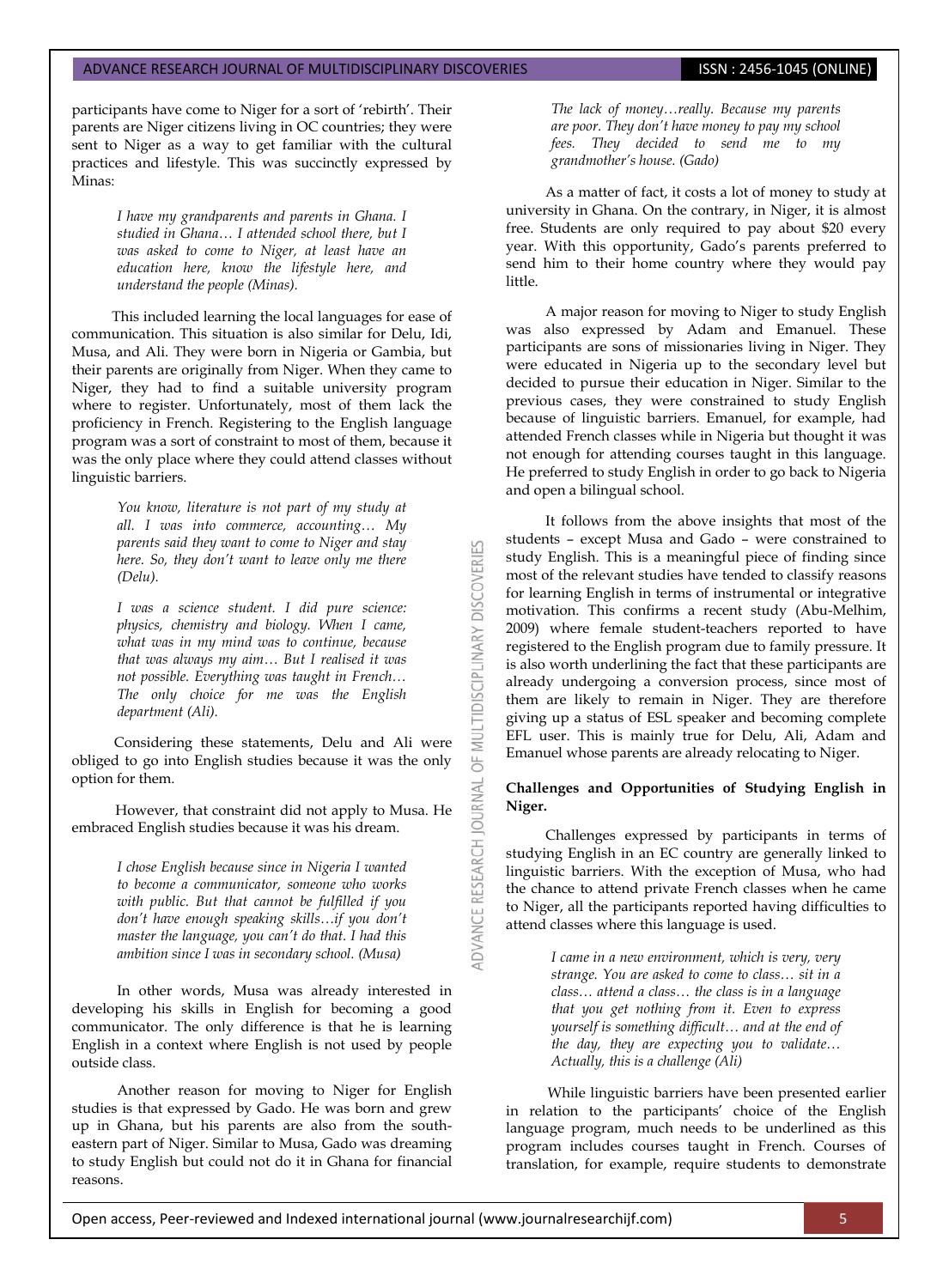participants have come to Niger for a sort of 'rebirth'. Their parents are Niger citizens living in OC countries; they were sent to Niger as a way to get familiar with the cultural practices and lifestyle. This was succinctly expressed by Minas:

> *I have my grandparents and parents in Ghana. I studied in Ghana… I attended school there, but I was asked to come to Niger, at least have an education here, know the lifestyle here, and understand the people (Minas).*

This included learning the local languages for ease of communication. This situation is also similar for Delu, Idi, Musa, and Ali. They were born in Nigeria or Gambia, but their parents are originally from Niger. When they came to Niger, they had to find a suitable university program where to register. Unfortunately, most of them lack the proficiency in French. Registering to the English language program was a sort of constraint to most of them, because it was the only place where they could attend classes without linguistic barriers.

> *You know, literature is not part of my study at all. I was into commerce, accounting… My parents said they want to come to Niger and stay here. So, they don't want to leave only me there (Delu).*

> *I was a science student. I did pure science: physics, chemistry and biology. When I came, what was in my mind was to continue, because that was always my aim… But I realised it was not possible. Everything was taught in French… The only choice for me was the English department (Ali).*

Considering these statements, Delu and Ali were obliged to go into English studies because it was the only option for them.

However, that constraint did not apply to Musa. He embraced English studies because it was his dream.

> *I chose English because since in Nigeria I wanted to become a communicator, someone who works with public. But that cannot be fulfilled if you don't have enough speaking skills…if you don't master the language, you can't do that. I had this ambition since I was in secondary school. (Musa)*

In other words, Musa was already interested in developing his skills in English for becoming a good communicator. The only difference is that he is learning English in a context where English is not used by people outside class.

Another reason for moving to Niger for English studies is that expressed by Gado. He was born and grew up in Ghana, but his parents are also from the south-eastern part of Niger. Similar to Musa, Gado was dreaming to study English but could not do it in Ghana for financial reasons.

> *The lack of money…really. Because my parents are poor. They don't have money to pay my school fees. They decided to send me to my grandmother's house. (Gado)*

As a matter of fact, it costs a lot of money to study at university in Ghana. On the contrary, in Niger, it is almost free. Students are only required to pay about \$20 every year. With this opportunity, Gado's parents preferred to send him to their home country where they would pay little.

A major reason for moving to Niger to study English was also expressed by Adam and Emanuel. These participants are sons of missionaries living in Niger. They were educated in Nigeria up to the secondary level but decided to pursue their education in Niger. Similar to the previous cases, they were constrained to study English because of linguistic barriers. Emanuel, for example, had attended French classes while in Nigeria but thought it was not enough for attending courses taught in this language. He preferred to study English in order to go back to Nigeria and open a bilingual school.

It follows from the above insights that most of the students – except Musa and Gado – were constrained to study English. This is a meaningful piece of finding since most of the relevant studies have tended to classify reasons for learning English in terms of instrumental or integrative motivation. This confirms a recent study (Abu-Melhim, 2009) where female student-teachers reported to have registered to the English program due to family pressure. It is also worth underlining the fact that these participants are already undergoing a conversion process, since most of them are likely to remain in Niger. They are therefore giving up a status of ESL speaker and becoming complete EFL user. This is mainly true for Delu, Ali, Adam and Emanuel whose parents are already relocating to Niger.

**Challenges and Opportunities of Studying English in Niger.**

Challenges expressed by participants in terms of studying English in an EC country are generally linked to linguistic barriers. With the exception of Musa, who had the chance to attend private French classes when he came to Niger, all the participants reported having difficulties to attend classes where this language is used.

> *I came in a new environment, which is very, very strange. You are asked to come to class… sit in a class… attend a class… the class is in a language that you get nothing from it. Even to express yourself is something difficult… and at the end of the day, they are expecting you to validate… Actually, this is a challenge (Ali)*

While linguistic barriers have been presented earlier in relation to the participants' choice of the English language program, much needs to be underlined as this program includes courses taught in French. Courses of translation, for example, require students to demonstrate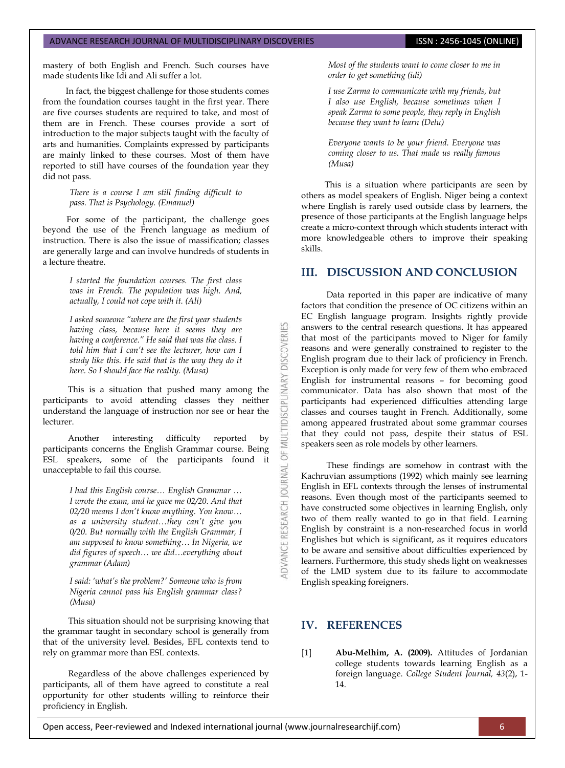mastery of both English and French. Such courses have made students like Idi and Ali suffer a lot.

In fact, the biggest challenge for those students comes from the foundation courses taught in the first year. There are five courses students are required to take, and most of them are in French. These courses provide a sort of introduction to the major subjects taught with the faculty of arts and humanities. Complaints expressed by participants are mainly linked to these courses. Most of them have reported to still have courses of the foundation year they did not pass.

> *There is a course I am still finding difficult to pass. That is Psychology. (Emanuel)*

For some of the participant, the challenge goes beyond the use of the French language as medium of instruction. There is also the issue of massification; classes are generally large and can involve hundreds of students in a lecture theatre.

> *I started the foundation courses. The first class was in French. The population was high. And, actually, I could not cope with it. (Ali)*

> *I asked someone "where are the first year students having class, because here it seems they are having a conference." He said that was the class. I told him that I can't see the lecturer, how can I study like this. He said that is the way they do it here. So I should face the reality. (Musa)*

This is a situation that pushed many among the participants to avoid attending classes they neither understand the language of instruction nor see or hear the lecturer.

Another interesting difficulty reported by participants concerns the English Grammar course. Being ESL speakers, some of the participants found it unacceptable to fail this course.

> *I had this English course… English Grammar … I wrote the exam, and he gave me 02/20. And that 02/20 means I don't know anything. You know… as a university student…they can't give you 0/20. But normally with the English Grammar, I am supposed to know something… In Nigeria, we did figures of speech… we did…everything about grammar (Adam)*

> *I said: 'what's the problem?' Someone who is from Nigeria cannot pass his English grammar class? (Musa)*

This situation should not be surprising knowing that the grammar taught in secondary school is generally from that of the university level. Besides, EFL contexts tend to rely on grammar more than ESL contexts.

Regardless of the above challenges experienced by participants, all of them have agreed to constitute a real opportunity for other students willing to reinforce their proficiency in English.

> *Most of the students want to come closer to me in order to get something (idi)*

> *I use Zarma to communicate with my friends, but I also use English, because sometimes when I speak Zarma to some people, they reply in English because they want to learn (Delu)*

> *Everyone wants to be your friend. Everyone was coming closer to us. That made us really famous (Musa)*

This is a situation where participants are seen by others as model speakers of English. Niger being a context where English is rarely used outside class by learners, the presence of those participants at the English language helps create a micro-context through which students interact with more knowledgeable others to improve their speaking skills.

## III. DISCUSSION AND CONCLUSION

Data reported in this paper are indicative of many factors that condition the presence of OC citizens within an EC English language program. Insights rightly provide answers to the central research questions. It has appeared that most of the participants moved to Niger for family reasons and were generally constrained to register to the English program due to their lack of proficiency in French. Exception is only made for very few of them who embraced English for instrumental reasons – for becoming good communicator. Data has also shown that most of the participants had experienced difficulties attending large classes and courses taught in French. Additionally, some among appeared frustrated about some grammar courses that they could not pass, despite their status of ESL speakers seen as role models by other learners.

These findings are somehow in contrast with the Kachruvian assumptions (1992) which mainly see learning English in EFL contexts through the lenses of instrumental reasons. Even though most of the participants seemed to have constructed some objectives in learning English, only two of them really wanted to go in that field. Learning English by constraint is a non-researched focus in world Englishes but which is significant, as it requires educators to be aware and sensitive about difficulties experienced by learners. Furthermore, this study sheds light on weaknesses of the LMD system due to its failure to accommodate English speaking foreigners.

## IV. REFERENCES

[1] **Abu-Melhim, A. (2009).** Attitudes of Jordanian college students towards learning English as a foreign language. *College Student Journal, 43*(2), 1-14.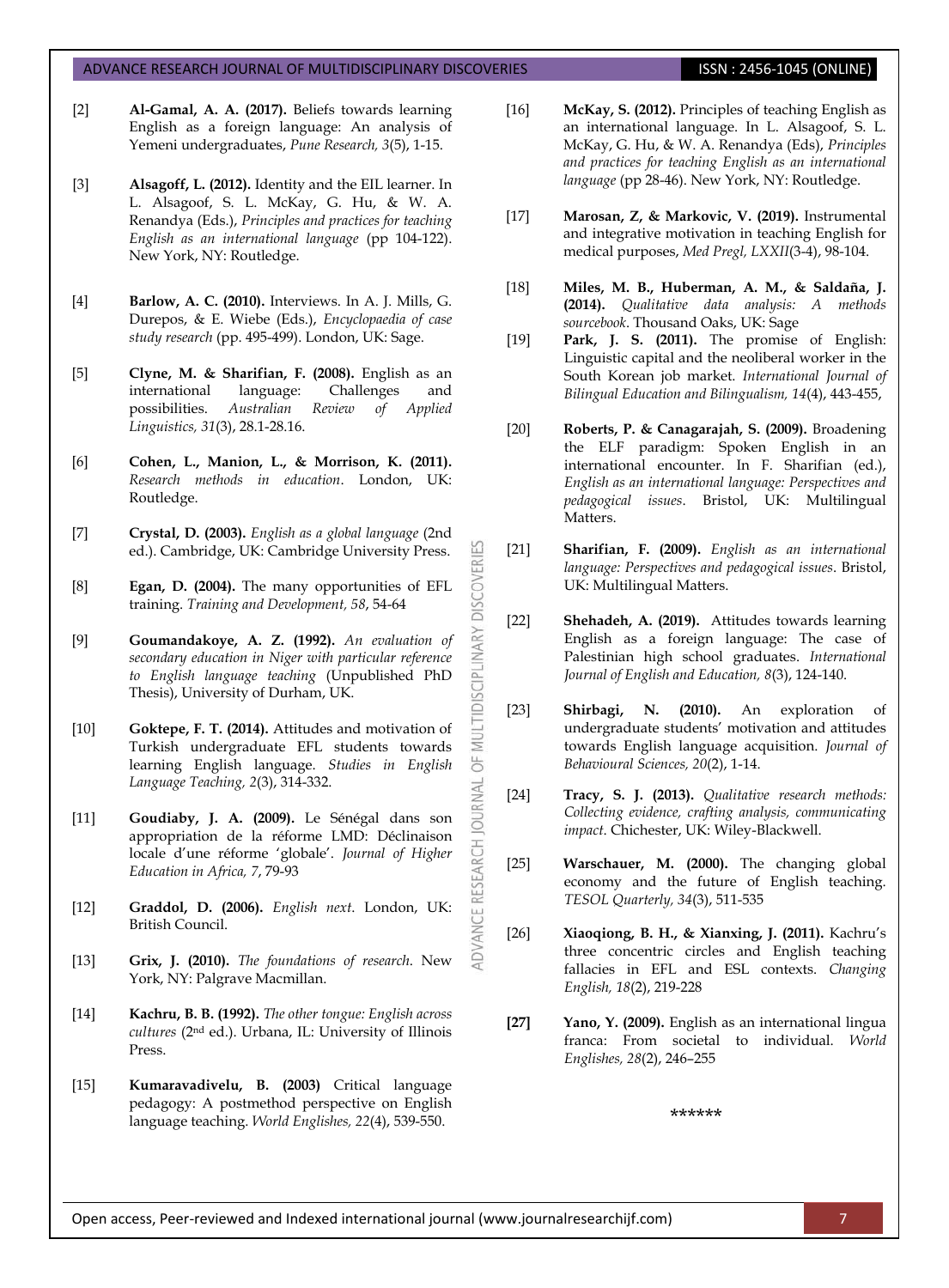[2] **Al-Gamal, A. A. (2017).** Beliefs towards learning English as a foreign language: An analysis of Yemeni undergraduates, *Pune Research, 3*(5), 1-15.

[3] **Alsagoff, L. (2012).** Identity and the EIL learner. In L. Alsagoof, S. L. McKay, G. Hu, & W. A. Renandya (Eds.), *Principles and practices for teaching English as an international language* (pp 104-122). New York, NY: Routledge.

[4] **Barlow, A. C. (2010).** Interviews. In A. J. Mills, G. Durepos, & E. Wiebe (Eds.), *Encyclopaedia of case study research* (pp. 495-499). London, UK: Sage.

[5] **Clyne, M. & Sharifian, F. (2008).** English as an international language: Challenges and possibilities. *Australian Review of Applied Linguistics, 31*(3), 28.1-28.16.

[6] **Cohen, L., Manion, L., & Morrison, K. (2011).** *Research methods in education*. London, UK: Routledge.

[7] **Crystal, D. (2003).** *English as a global language* (2nd ed.). Cambridge, UK: Cambridge University Press.

[8] **Egan, D. (2004).** The many opportunities of EFL training. *Training and Development, 58*, 54-64

[9] **Goumandakoye, A. Z. (1992).** *An evaluation of secondary education in Niger with particular reference to English language teaching* (Unpublished PhD Thesis), University of Durham, UK.

[10] **Goktepe, F. T. (2014).** Attitudes and motivation of Turkish undergraduate EFL students towards learning English language. *Studies in English Language Teaching, 2*(3), 314-332.

[11] **Goudiaby, J. A. (2009).** Le Sénégal dans son appropriation de la réforme LMD: Déclinaison locale d'une réforme 'globale'. *Journal of Higher Education in Africa, 7*, 79-93

[12] **Graddol, D. (2006).** *English next*. London, UK: British Council.

[13] **Grix, J. (2010).** *The foundations of research*. New York, NY: Palgrave Macmillan.

[14] **Kachru, B. B. (1992).** *The other tongue: English across cultures* (2nd ed.). Urbana, IL: University of Illinois Press.

[15] **Kumaravadivelu, B. (2003)** Critical language pedagogy: A postmethod perspective on English language teaching. *World Englishes, 22*(4), 539-550.

[16] **McKay, S. (2012).** Principles of teaching English as an international language. In L. Alsagoof, S. L. McKay, G. Hu, & W. A. Renandya (Eds), *Principles and practices for teaching English as an international language* (pp 28-46). New York, NY: Routledge.

[17] **Marosan, Z, & Markovic, V. (2019).** Instrumental and integrative motivation in teaching English for medical purposes, *Med Pregl, LXXII*(3-4), 98-104.

[18] **Miles, M. B., Huberman, A. M., & Saldaña, J. (2014).** *Qualitative data analysis: A methods sourcebook*. Thousand Oaks, UK: Sage

[19] **Park, J. S. (2011).** The promise of English: Linguistic capital and the neoliberal worker in the South Korean job market. *International Journal of Bilingual Education and Bilingualism, 14*(4), 443-455,

[20] **Roberts, P. & Canagarajah, S. (2009).** Broadening the ELF paradigm: Spoken English in an international encounter. In F. Sharifian (ed.), *English as an international language: Perspectives and pedagogical issues*. Bristol, UK: Multilingual Matters.

[21] **Sharifian, F. (2009).** *English as an international language: Perspectives and pedagogical issues*. Bristol, UK: Multilingual Matters.

[22] **Shehadeh, A. (2019).** Attitudes towards learning English as a foreign language: The case of Palestinian high school graduates. *International Journal of English and Education, 8*(3), 124-140.

[23] **Shirbagi, N. (2010).** An exploration of undergraduate students' motivation and attitudes towards English language acquisition. *Journal of Behavioural Sciences, 20*(2), 1-14.

[24] **Tracy, S. J. (2013).** *Qualitative research methods: Collecting evidence, crafting analysis, communicating impact*. Chichester, UK: Wiley-Blackwell.

[25] **Warschauer, M. (2000).** The changing global economy and the future of English teaching. *TESOL Quarterly, 34*(3), 511-535

[26] **Xiaoqiong, B. H., & Xianxing, J. (2011).** Kachru's three concentric circles and English teaching fallacies in EFL and ESL contexts. *Changing English, 18*(2), 219-228

**[27]** **Yano, Y. (2009).** English as an international lingua franca: From societal to individual. *World Englishes, 28*(2), 246–255

******